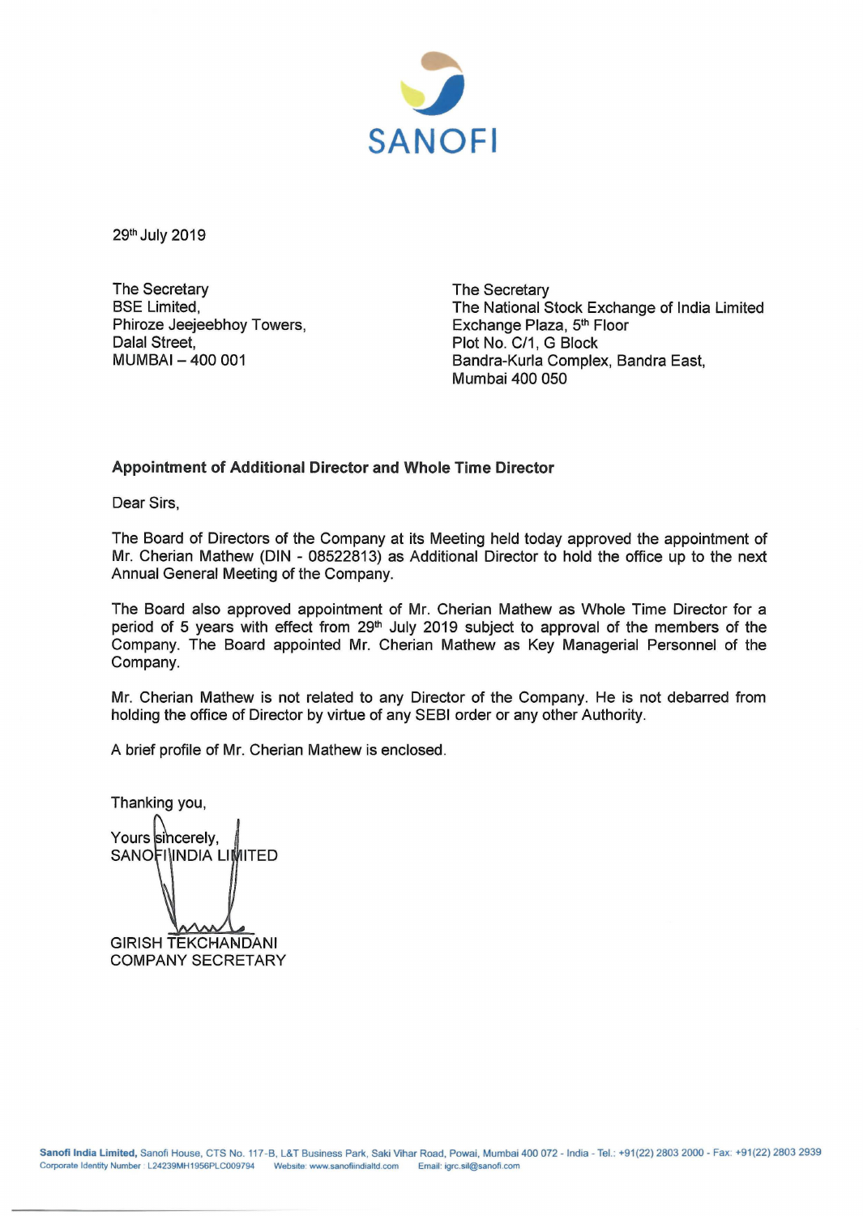SANOFI

29th July 2019

The Secretary
BSE Limited,
Phiroze Jeejeebhoy Towers,
Dalal Street,
MUMBAI – 400 001

The Secretary
The National Stock Exchange of India Limited
Exchange Plaza, 5th Floor
Plot No. C/1, G Block
Bandra-Kurla Complex, Bandra East,
Mumbai 400 050

**Appointment of Additional Director and Whole Time Director**

Dear Sirs,

The Board of Directors of the Company at its Meeting held today approved the appointment of Mr. Cherian Mathew (DIN - 08522813) as Additional Director to hold the office up to the next Annual General Meeting of the Company.

The Board also approved appointment of Mr. Cherian Mathew as Whole Time Director for a period of 5 years with effect from 29th July 2019 subject to approval of the members of the Company. The Board appointed Mr. Cherian Mathew as Key Managerial Personnel of the Company.

Mr. Cherian Mathew is not related to any Director of the Company. He is not debarred from holding the office of Director by virtue of any SEBI order or any other Authority.

A brief profile of Mr. Cherian Mathew is enclosed.

Thanking you,

Yours sincerely,
SANOFI INDIA LIMITED

GIRISH TEKCHANDANI
COMPANY SECRETARY

**Sanofi India Limited,** Sanofi House, CTS No. 117-B, L&T Business Park, Saki Vihar Road, Powai, Mumbai 400 072 - India - Tel.: +91(22) 2803 2000 - Fax: +91(22) 2803 2939
Corporate Identity Number : L24239MH1956PLC009794 Website: www.sanofiindialtd.com Email: igrc.sil@sanofi.com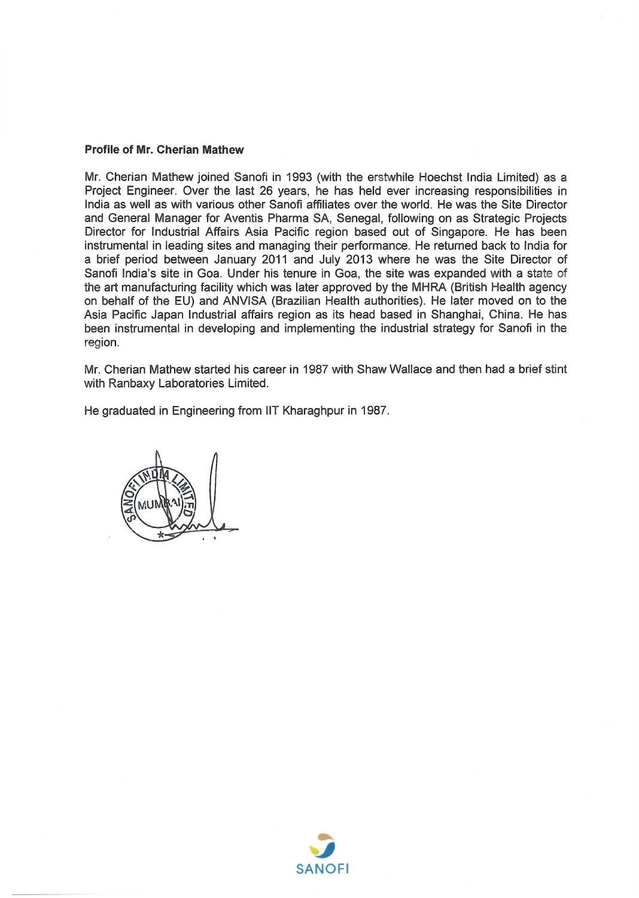**Profile of Mr. Cherian Mathew**

Mr. Cherian Mathew joined Sanofi in 1993 (with the erstwhile Hoechst India Limited) as a Project Engineer. Over the last 26 years, he has held ever increasing responsibilities in India as well as with various other Sanofi affiliates over the world. He was the Site Director and General Manager for Aventis Pharma SA, Senegal, following on as Strategic Projects Director for Industrial Affairs Asia Pacific region based out of Singapore. He has been instrumental in leading sites and managing their performance. He returned back to India for a brief period between January 2011 and July 2013 where he was the Site Director of Sanofi India's site in Goa. Under his tenure in Goa, the site was expanded with a state of the art manufacturing facility which was later approved by the MHRA (British Health agency on behalf of the EU) and ANVISA (Brazilian Health authorities). He later moved on to the Asia Pacific Japan Industrial affairs region as its head based in Shanghai, China. He has been instrumental in developing and implementing the industrial strategy for Sanofi in the region.

Mr. Cherian Mathew started his career in 1987 with Shaw Wallace and then had a brief stint with Ranbaxy Laboratories Limited.

He graduated in Engineering from IIT Kharaghpur in 1987.

SANOFI INDIA LIMITED MUMBAI

SANOFI